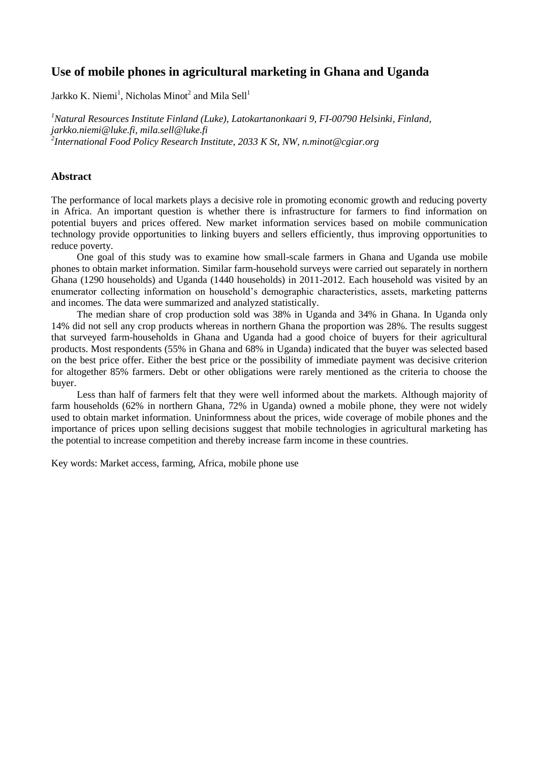# Use of mobile phones in agricultural marketing in Ghana and Uganda

Jarkko K. Niemi[1], Nicholas Minot[2] and Mila Sell[1]

[1]*Natural Resources Institute Finland (Luke), Latokartanonkaari 9, FI-00790 Helsinki, Finland, jarkko.niemi@luke.fi, mila.sell@luke.fi*
[2]*International Food Policy Research Institute, 2033 K St, NW, n.minot@cgiar.org*

## Abstract

The performance of local markets plays a decisive role in promoting economic growth and reducing poverty in Africa. An important question is whether there is infrastructure for farmers to find information on potential buyers and prices offered. New market information services based on mobile communication technology provide opportunities to linking buyers and sellers efficiently, thus improving opportunities to reduce poverty.

One goal of this study was to examine how small-scale farmers in Ghana and Uganda use mobile phones to obtain market information. Similar farm-household surveys were carried out separately in northern Ghana (1290 households) and Uganda (1440 households) in 2011-2012. Each household was visited by an enumerator collecting information on household's demographic characteristics, assets, marketing patterns and incomes. The data were summarized and analyzed statistically.

The median share of crop production sold was 38% in Uganda and 34% in Ghana. In Uganda only 14% did not sell any crop products whereas in northern Ghana the proportion was 28%. The results suggest that surveyed farm-households in Ghana and Uganda had a good choice of buyers for their agricultural products. Most respondents (55% in Ghana and 68% in Uganda) indicated that the buyer was selected based on the best price offer. Either the best price or the possibility of immediate payment was decisive criterion for altogether 85% farmers. Debt or other obligations were rarely mentioned as the criteria to choose the buyer.

Less than half of farmers felt that they were well informed about the markets. Although majority of farm households (62% in northern Ghana, 72% in Uganda) owned a mobile phone, they were not widely used to obtain market information. Uninformness about the prices, wide coverage of mobile phones and the importance of prices upon selling decisions suggest that mobile technologies in agricultural marketing has the potential to increase competition and thereby increase farm income in these countries.

Key words: Market access, farming, Africa, mobile phone use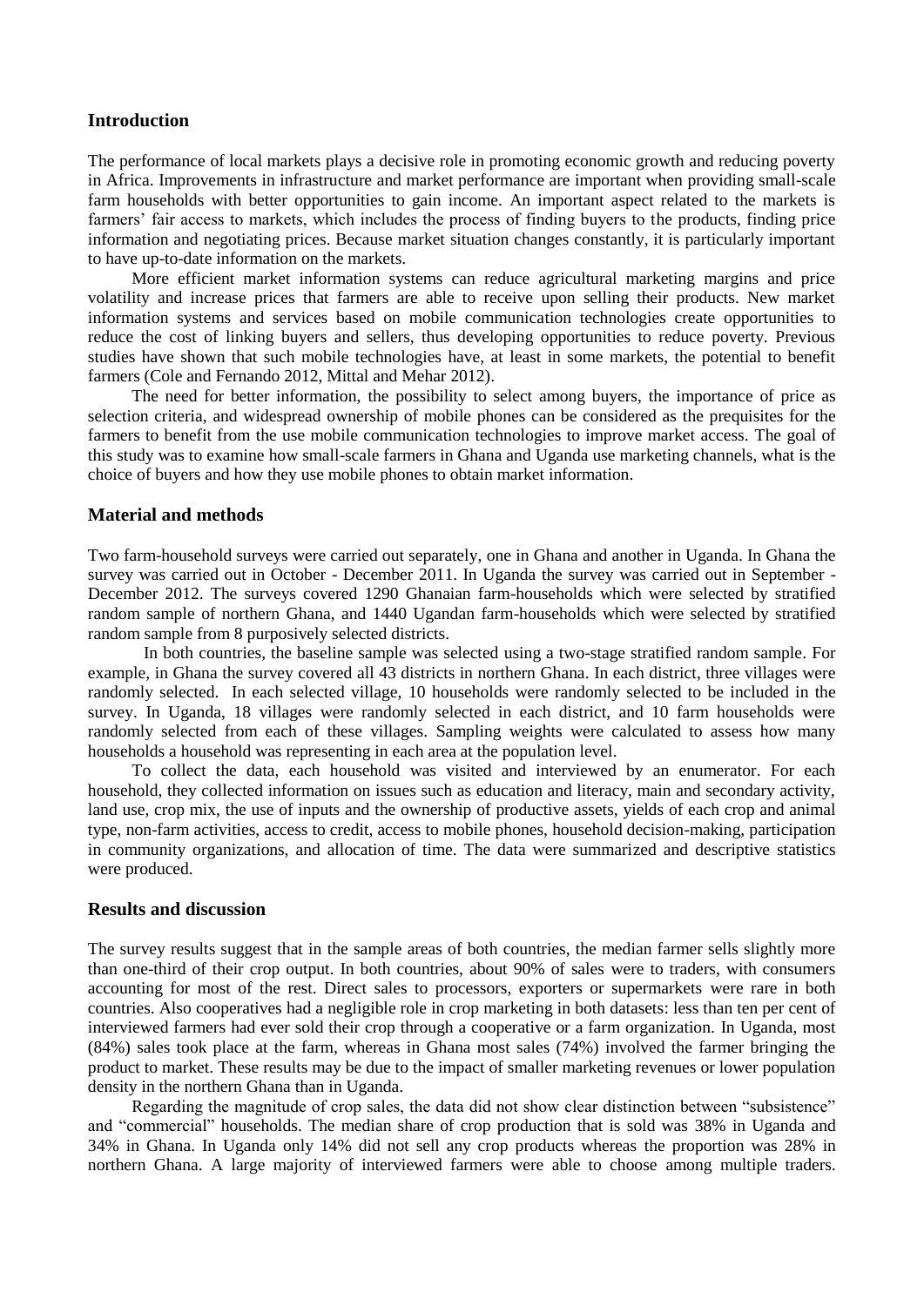## Introduction

The performance of local markets plays a decisive role in promoting economic growth and reducing poverty in Africa. Improvements in infrastructure and market performance are important when providing small-scale farm households with better opportunities to gain income. An important aspect related to the markets is farmers' fair access to markets, which includes the process of finding buyers to the products, finding price information and negotiating prices. Because market situation changes constantly, it is particularly important to have up-to-date information on the markets.

More efficient market information systems can reduce agricultural marketing margins and price volatility and increase prices that farmers are able to receive upon selling their products. New market information systems and services based on mobile communication technologies create opportunities to reduce the cost of linking buyers and sellers, thus developing opportunities to reduce poverty. Previous studies have shown that such mobile technologies have, at least in some markets, the potential to benefit farmers (Cole and Fernando 2012, Mittal and Mehar 2012).

The need for better information, the possibility to select among buyers, the importance of price as selection criteria, and widespread ownership of mobile phones can be considered as the prequisites for the farmers to benefit from the use mobile communication technologies to improve market access. The goal of this study was to examine how small-scale farmers in Ghana and Uganda use marketing channels, what is the choice of buyers and how they use mobile phones to obtain market information.

## Material and methods

Two farm-household surveys were carried out separately, one in Ghana and another in Uganda. In Ghana the survey was carried out in October - December 2011. In Uganda the survey was carried out in September - December 2012. The surveys covered 1290 Ghanaian farm-households which were selected by stratified random sample of northern Ghana, and 1440 Ugandan farm-households which were selected by stratified random sample from 8 purposively selected districts.

In both countries, the baseline sample was selected using a two-stage stratified random sample. For example, in Ghana the survey covered all 43 districts in northern Ghana. In each district, three villages were randomly selected. In each selected village, 10 households were randomly selected to be included in the survey. In Uganda, 18 villages were randomly selected in each district, and 10 farm households were randomly selected from each of these villages. Sampling weights were calculated to assess how many households a household was representing in each area at the population level.

To collect the data, each household was visited and interviewed by an enumerator. For each household, they collected information on issues such as education and literacy, main and secondary activity, land use, crop mix, the use of inputs and the ownership of productive assets, yields of each crop and animal type, non-farm activities, access to credit, access to mobile phones, household decision-making, participation in community organizations, and allocation of time. The data were summarized and descriptive statistics were produced.

## Results and discussion

The survey results suggest that in the sample areas of both countries, the median farmer sells slightly more than one-third of their crop output. In both countries, about 90% of sales were to traders, with consumers accounting for most of the rest. Direct sales to processors, exporters or supermarkets were rare in both countries. Also cooperatives had a negligible role in crop marketing in both datasets: less than ten per cent of interviewed farmers had ever sold their crop through a cooperative or a farm organization. In Uganda, most (84%) sales took place at the farm, whereas in Ghana most sales (74%) involved the farmer bringing the product to market. These results may be due to the impact of smaller marketing revenues or lower population density in the northern Ghana than in Uganda.

Regarding the magnitude of crop sales, the data did not show clear distinction between "subsistence" and "commercial" households. The median share of crop production that is sold was 38% in Uganda and 34% in Ghana. In Uganda only 14% did not sell any crop products whereas the proportion was 28% in northern Ghana. A large majority of interviewed farmers were able to choose among multiple traders.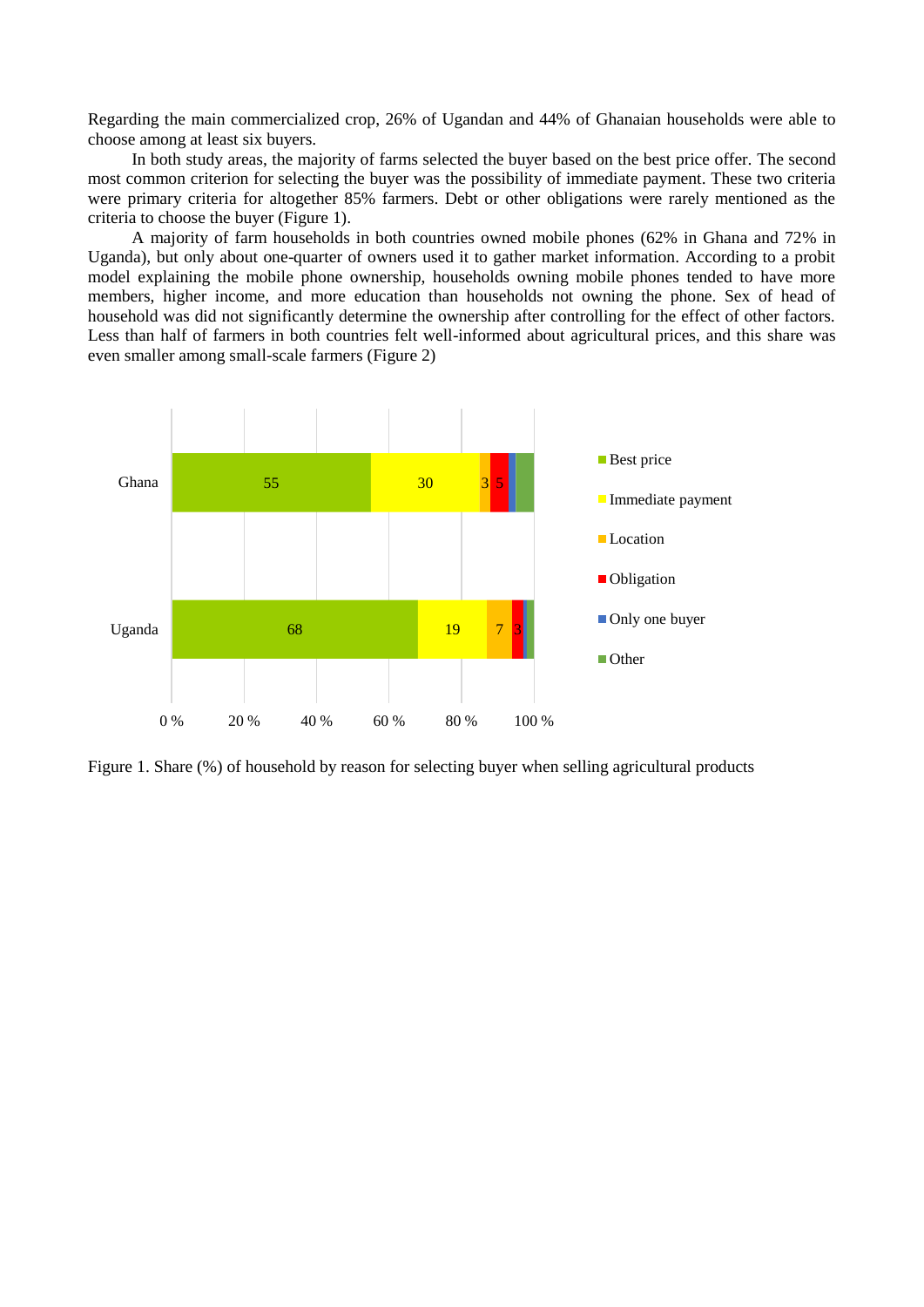Regarding the main commercialized crop, 26% of Ugandan and 44% of Ghanaian households were able to choose among at least six buyers.

In both study areas, the majority of farms selected the buyer based on the best price offer. The second most common criterion for selecting the buyer was the possibility of immediate payment. These two criteria were primary criteria for altogether 85% farmers. Debt or other obligations were rarely mentioned as the criteria to choose the buyer (Figure 1).

A majority of farm households in both countries owned mobile phones (62% in Ghana and 72% in Uganda), but only about one-quarter of owners used it to gather market information. According to a probit model explaining the mobile phone ownership, households owning mobile phones tended to have more members, higher income, and more education than households not owning the phone. Sex of head of household was did not significantly determine the ownership after controlling for the effect of other factors. Less than half of farmers in both countries felt well-informed about agricultural prices, and this share was even smaller among small-scale farmers (Figure 2)

| | Best price | Immediate payment | Location | Obligation | Only one buyer | Other |
|---|---|---|---|---|---|---|
| Ghana | 55 | 30 | 3 | 5 | | |
| Uganda | 68 | 19 | 7 | 3 | | |

Figure 1. Share (%) of household by reason for selecting buyer when selling agricultural products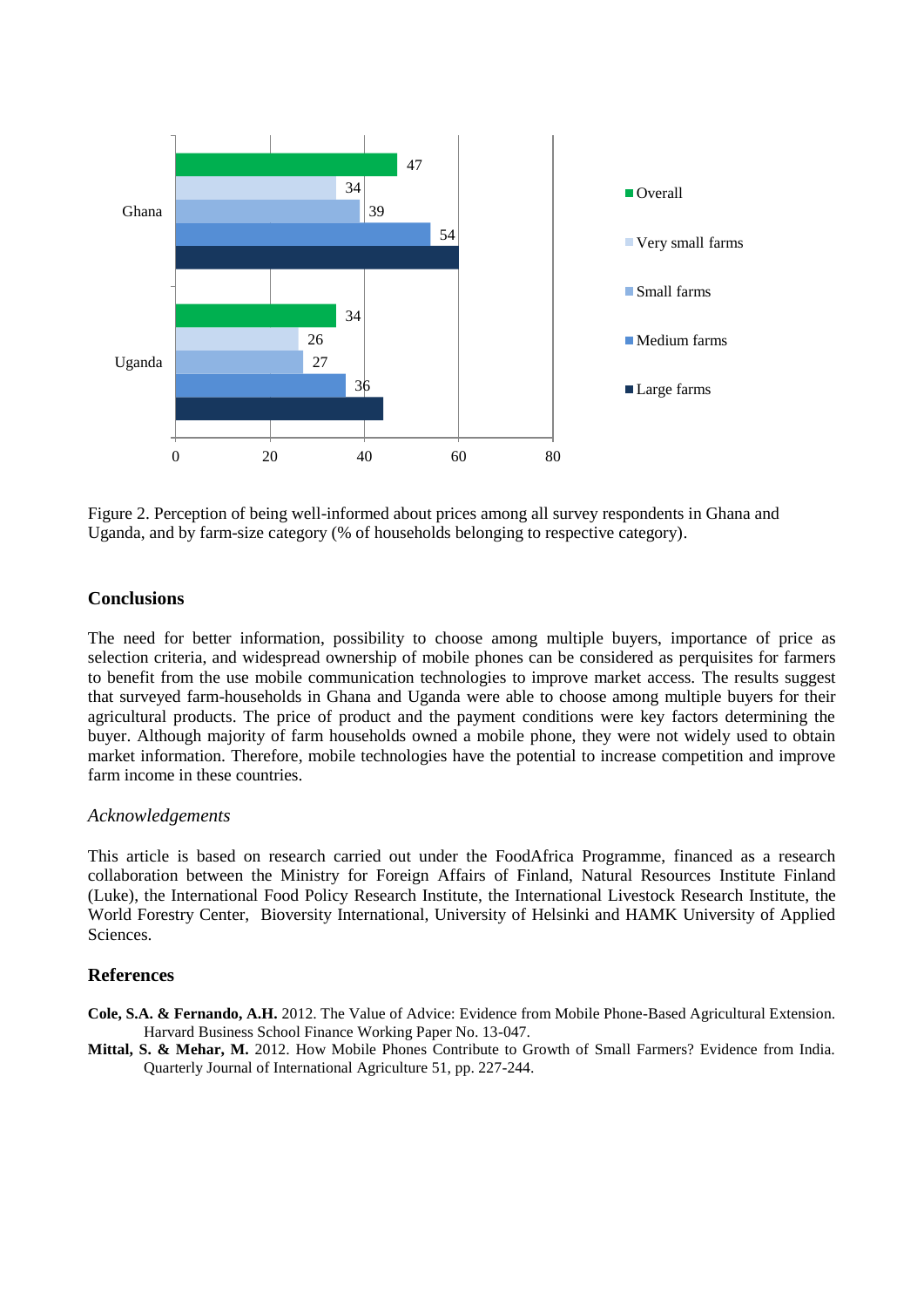Ghana

Uganda

47

34

39

54

34

26

27

36

0 20 40 60 80

Overall

Very small farms

Small farms

Medium farms

Large farms

Figure 2. Perception of being well-informed about prices among all survey respondents in Ghana and Uganda, and by farm-size category (% of households belonging to respective category).

## Conclusions

The need for better information, possibility to choose among multiple buyers, importance of price as selection criteria, and widespread ownership of mobile phones can be considered as perquisites for farmers to benefit from the use mobile communication technologies to improve market access. The results suggest that surveyed farm-households in Ghana and Uganda were able to choose among multiple buyers for their agricultural products. The price of product and the payment conditions were key factors determining the buyer. Although majority of farm households owned a mobile phone, they were not widely used to obtain market information. Therefore, mobile technologies have the potential to increase competition and improve farm income in these countries.

### *Acknowledgements*

This article is based on research carried out under the FoodAfrica Programme, financed as a research collaboration between the Ministry for Foreign Affairs of Finland, Natural Resources Institute Finland (Luke), the International Food Policy Research Institute, the International Livestock Research Institute, the World Forestry Center, Bioversity International, University of Helsinki and HAMK University of Applied Sciences.

## References

**Cole, S.A. & Fernando, A.H.** 2012. The Value of Advice: Evidence from Mobile Phone-Based Agricultural Extension. Harvard Business School Finance Working Paper No. 13-047.

**Mittal, S. & Mehar, M.** 2012. How Mobile Phones Contribute to Growth of Small Farmers? Evidence from India. Quarterly Journal of International Agriculture 51, pp. 227-244.